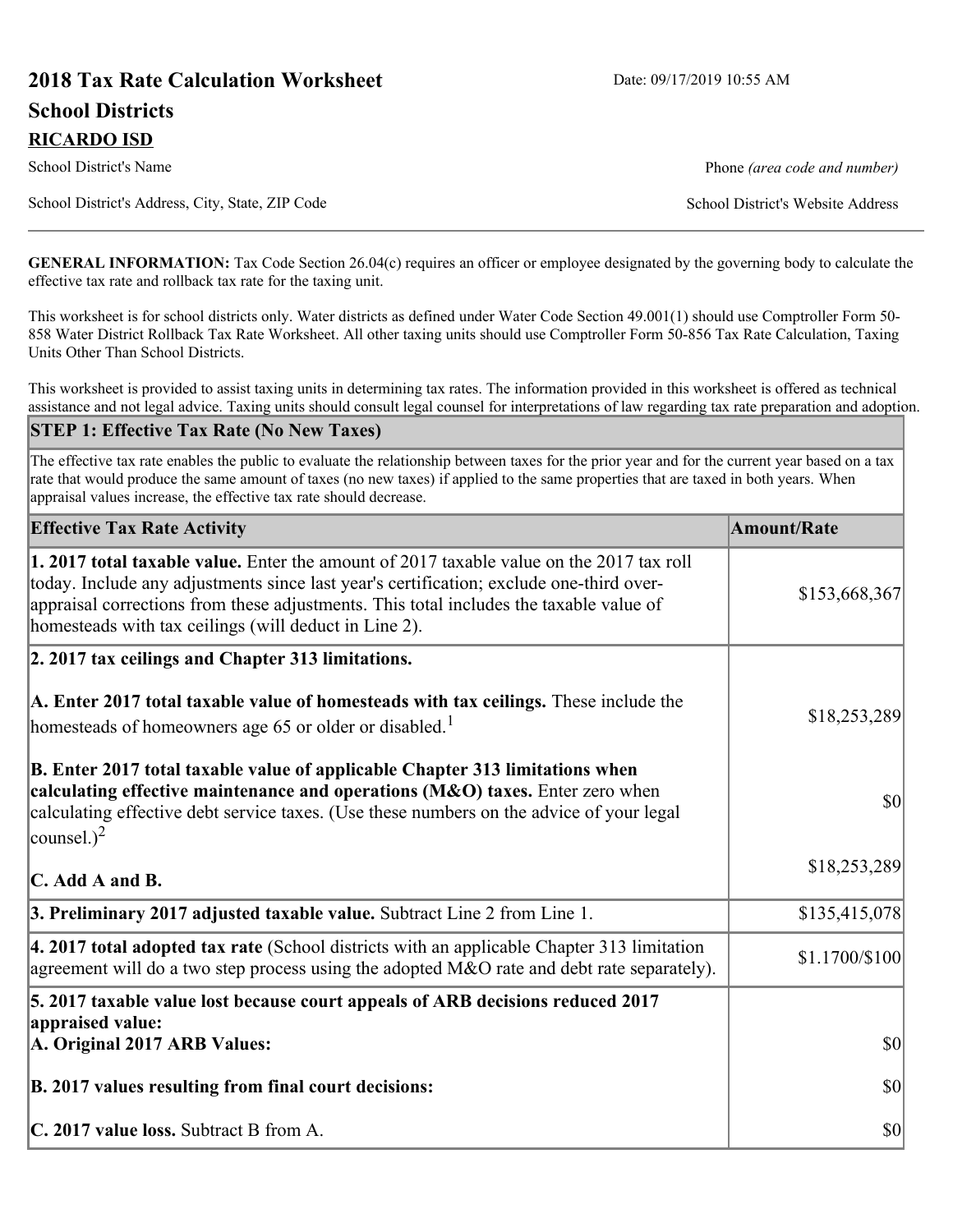# 2018 Tax Rate Calculation Worksheet

Date: 09/17/2019 10:55 AM

## School Districts

**RICARDO ISD**

School District's Name

Phone *(area code and number)*

School District's Address, City, State, ZIP Code

School District's Website Address

**GENERAL INFORMATION:** Tax Code Section 26.04(c) requires an officer or employee designated by the governing body to calculate the effective tax rate and rollback tax rate for the taxing unit.

This worksheet is for school districts only. Water districts as defined under Water Code Section 49.001(1) should use Comptroller Form 50-858 Water District Rollback Tax Rate Worksheet. All other taxing units should use Comptroller Form 50-856 Tax Rate Calculation, Taxing Units Other Than School Districts.

This worksheet is provided to assist taxing units in determining tax rates. The information provided in this worksheet is offered as technical assistance and not legal advice. Taxing units should consult legal counsel for interpretations of law regarding tax rate preparation and adoption.

### STEP 1: Effective Tax Rate (No New Taxes)

The effective tax rate enables the public to evaluate the relationship between taxes for the prior year and for the current year based on a tax rate that would produce the same amount of taxes (no new taxes) if applied to the same properties that are taxed in both years. When appraisal values increase, the effective tax rate should decrease.

| Effective Tax Rate Activity | Amount/Rate |
|---|---|
| **1. 2017 total taxable value.** Enter the amount of 2017 taxable value on the 2017 tax roll today. Include any adjustments since last year's certification; exclude one-third over-appraisal corrections from these adjustments. This total includes the taxable value of homesteads with tax ceilings (will deduct in Line 2). | $153,668,367 |
| **2. 2017 tax ceilings and Chapter 313 limitations.** | |
| **A. Enter 2017 total taxable value of homesteads with tax ceilings.** These include the homesteads of homeowners age 65 or older or disabled.[1] | $18,253,289 |
| **B. Enter 2017 total taxable value of applicable Chapter 313 limitations when calculating effective maintenance and operations (M&O) taxes.** Enter zero when calculating effective debt service taxes. (Use these numbers on the advice of your legal counsel.)[2] | $0 |
| **C. Add A and B.** | $18,253,289 |
| **3. Preliminary 2017 adjusted taxable value.** Subtract Line 2 from Line 1. | $135,415,078 |
| **4. 2017 total adopted tax rate** (School districts with an applicable Chapter 313 limitation agreement will do a two step process using the adopted M&O rate and debt rate separately). | $1.1700/$100 |
| **5. 2017 taxable value lost because court appeals of ARB decisions reduced 2017 appraised value:** | |
| **A. Original 2017 ARB Values:** | $0 |
| **B. 2017 values resulting from final court decisions:** | $0 |
| **C. 2017 value loss.** Subtract B from A. | $0 |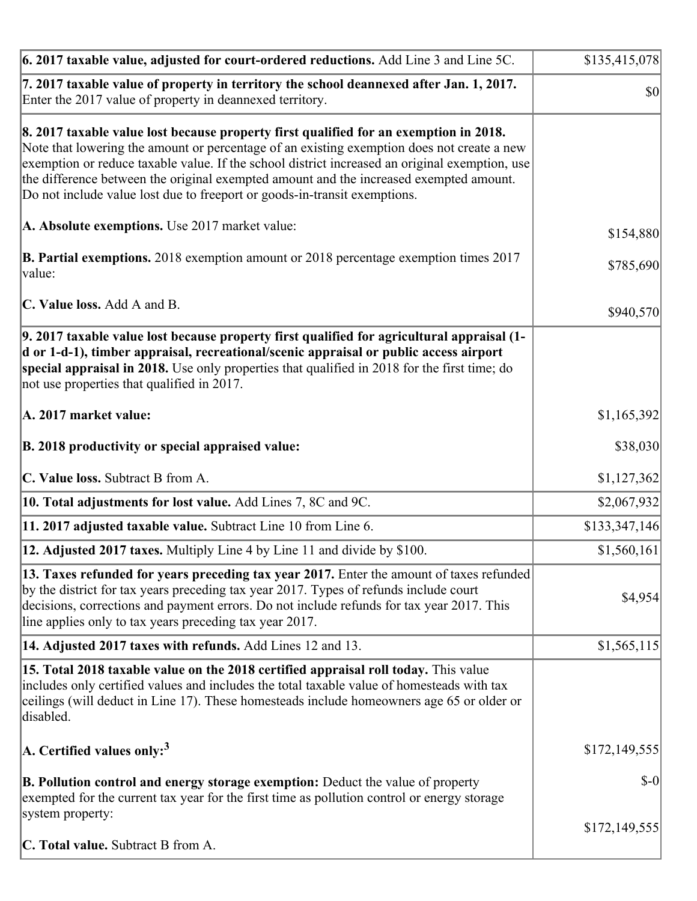| | |
|---|---|
| **6. 2017 taxable value, adjusted for court-ordered reductions.** Add Line 3 and Line 5C. | $135,415,078 |
| **7. 2017 taxable value of property in territory the school deannexed after Jan. 1, 2017.** Enter the 2017 value of property in deannexed territory. | $0 |
| **8. 2017 taxable value lost because property first qualified for an exemption in 2018.** Note that lowering the amount or percentage of an existing exemption does not create a new exemption or reduce taxable value. If the school district increased an original exemption, use the difference between the original exempted amount and the increased exempted amount. Do not include value lost due to freeport or goods-in-transit exemptions. | |
| **A. Absolute exemptions.** Use 2017 market value: | $154,880 |
| **B. Partial exemptions.** 2018 exemption amount or 2018 percentage exemption times 2017 value: | $785,690 |
| **C. Value loss.** Add A and B. | $940,570 |
| **9. 2017 taxable value lost because property first qualified for agricultural appraisal (1-d or 1-d-1), timber appraisal, recreational/scenic appraisal or public access airport special appraisal in 2018.** Use only properties that qualified in 2018 for the first time; do not use properties that qualified in 2017. | |
| **A. 2017 market value:** | $1,165,392 |
| **B. 2018 productivity or special appraised value:** | $38,030 |
| **C. Value loss.** Subtract B from A. | $1,127,362 |
| **10. Total adjustments for lost value.** Add Lines 7, 8C and 9C. | $2,067,932 |
| **11. 2017 adjusted taxable value.** Subtract Line 10 from Line 6. | $133,347,146 |
| **12. Adjusted 2017 taxes.** Multiply Line 4 by Line 11 and divide by $100. | $1,560,161 |
| **13. Taxes refunded for years preceding tax year 2017.** Enter the amount of taxes refunded by the district for tax years preceding tax year 2017. Types of refunds include court decisions, corrections and payment errors. Do not include refunds for tax year 2017. This line applies only to tax years preceding tax year 2017. | $4,954 |
| **14. Adjusted 2017 taxes with refunds.** Add Lines 12 and 13. | $1,565,115 |
| **15. Total 2018 taxable value on the 2018 certified appraisal roll today.** This value includes only certified values and includes the total taxable value of homesteads with tax ceilings (will deduct in Line 17). These homesteads include homeowners age 65 or older or disabled. | |
| **A. Certified values only:**[3] | $172,149,555 |
| **B. Pollution control and energy storage exemption:** Deduct the value of property exempted for the current tax year for the first time as pollution control or energy storage system property: | $-0 |
| **C. Total value.** Subtract B from A. | $172,149,555 |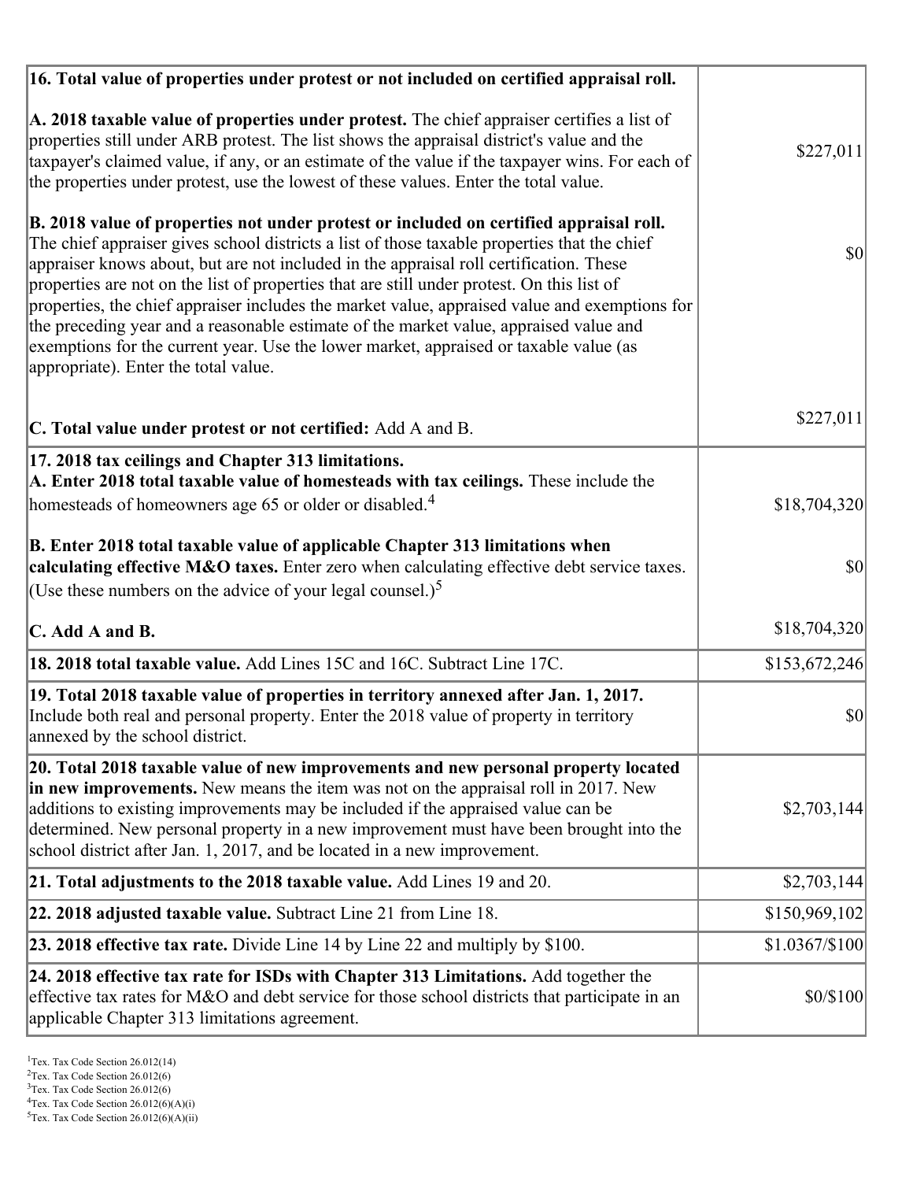| | |
|---|---|
| **16. Total value of properties under protest or not included on certified appraisal roll.** | |
| **A. 2018 taxable value of properties under protest.** The chief appraiser certifies a list of properties still under ARB protest. The list shows the appraisal district's value and the taxpayer's claimed value, if any, or an estimate of the value if the taxpayer wins. For each of the properties under protest, use the lowest of these values. Enter the total value. | $227,011 |
| **B. 2018 value of properties not under protest or included on certified appraisal roll.** The chief appraiser gives school districts a list of those taxable properties that the chief appraiser knows about, but are not included in the appraisal roll certification. These properties are not on the list of properties that are still under protest. On this list of properties, the chief appraiser includes the market value, appraised value and exemptions for the preceding year and a reasonable estimate of the market value, appraised value and exemptions for the current year. Use the lower market, appraised or taxable value (as appropriate). Enter the total value. | $0 |
| **C. Total value under protest or not certified:** Add A and B. | $227,011 |
| **17. 2018 tax ceilings and Chapter 313 limitations.** | |
| **A. Enter 2018 total taxable value of homesteads with tax ceilings.** These include the homesteads of homeowners age 65 or older or disabled.[4] | $18,704,320 |
| **B. Enter 2018 total taxable value of applicable Chapter 313 limitations when calculating effective M&O taxes.** Enter zero when calculating effective debt service taxes. (Use these numbers on the advice of your legal counsel.)[5] | $0 |
| **C. Add A and B.** | $18,704,320 |
| **18. 2018 total taxable value.** Add Lines 15C and 16C. Subtract Line 17C. | $153,672,246 |
| **19. Total 2018 taxable value of properties in territory annexed after Jan. 1, 2017.** Include both real and personal property. Enter the 2018 value of property in territory annexed by the school district. | $0 |
| **20. Total 2018 taxable value of new improvements and new personal property located in new improvements.** New means the item was not on the appraisal roll in 2017. New additions to existing improvements may be included if the appraised value can be determined. New personal property in a new improvement must have been brought into the school district after Jan. 1, 2017, and be located in a new improvement. | $2,703,144 |
| **21. Total adjustments to the 2018 taxable value.** Add Lines 19 and 20. | $2,703,144 |
| **22. 2018 adjusted taxable value.** Subtract Line 21 from Line 18. | $150,969,102 |
| **23. 2018 effective tax rate.** Divide Line 14 by Line 22 and multiply by $100. | $1.0367/$100 |
| **24. 2018 effective tax rate for ISDs with Chapter 313 Limitations.** Add together the effective tax rates for M&O and debt service for those school districts that participate in an applicable Chapter 313 limitations agreement. | $0/$100 |

[1] Tex. Tax Code Section 26.012(14)
[2] Tex. Tax Code Section 26.012(6)
[3] Tex. Tax Code Section 26.012(6)
[4] Tex. Tax Code Section 26.012(6)(A)(i)
[5] Tex. Tax Code Section 26.012(6)(A)(ii)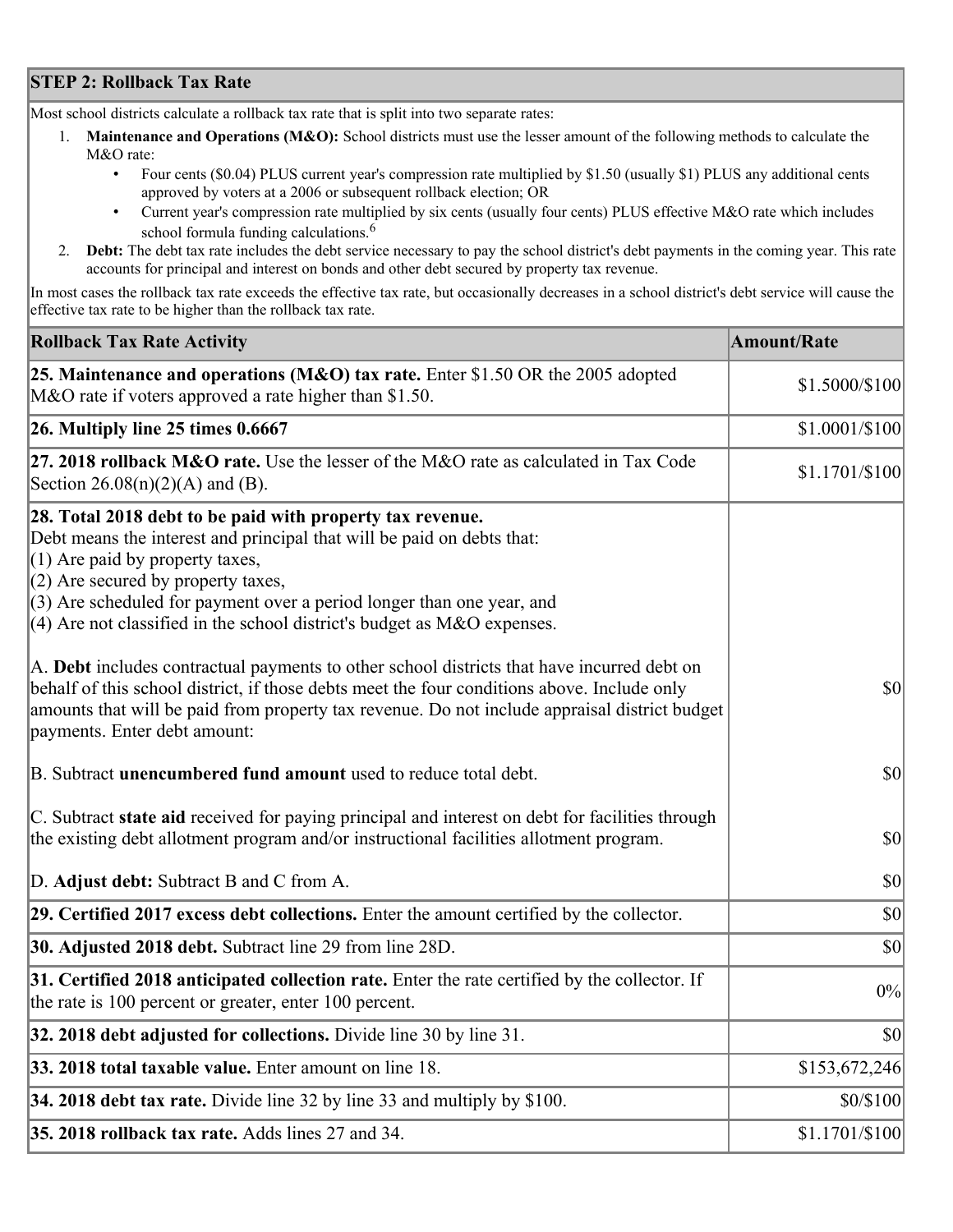## STEP 2: Rollback Tax Rate

Most school districts calculate a rollback tax rate that is split into two separate rates:

1. **Maintenance and Operations (M&O):** School districts must use the lesser amount of the following methods to calculate the M&O rate:
   - Four cents ($0.04) PLUS current year's compression rate multiplied by $1.50 (usually $1) PLUS any additional cents approved by voters at a 2006 or subsequent rollback election; OR
   - Current year's compression rate multiplied by six cents (usually four cents) PLUS effective M&O rate which includes school formula funding calculations.[6]
2. **Debt:** The debt tax rate includes the debt service necessary to pay the school district's debt payments in the coming year. This rate accounts for principal and interest on bonds and other debt secured by property tax revenue.

In most cases the rollback tax rate exceeds the effective tax rate, but occasionally decreases in a school district's debt service will cause the effective tax rate to be higher than the rollback tax rate.

| Rollback Tax Rate Activity | Amount/Rate |
|---|---|
| **25. Maintenance and operations (M&O) tax rate.** Enter $1.50 OR the 2005 adopted M&O rate if voters approved a rate higher than $1.50. | $1.5000/$100 |
| **26. Multiply line 25 times 0.6667** | $1.0001/$100 |
| **27. 2018 rollback M&O rate.** Use the lesser of the M&O rate as calculated in Tax Code Section 26.08(n)(2)(A) and (B). | $1.1701/$100 |
| **28. Total 2018 debt to be paid with property tax revenue.** Debt means the interest and principal that will be paid on debts that: (1) Are paid by property taxes, (2) Are secured by property taxes, (3) Are scheduled for payment over a period longer than one year, and (4) Are not classified in the school district's budget as M&O expenses. | |
| A. **Debt** includes contractual payments to other school districts that have incurred debt on behalf of this school district, if those debts meet the four conditions above. Include only amounts that will be paid from property tax revenue. Do not include appraisal district budget payments. Enter debt amount: | $0 |
| B. Subtract **unencumbered fund amount** used to reduce total debt. | $0 |
| C. Subtract **state aid** received for paying principal and interest on debt for facilities through the existing debt allotment program and/or instructional facilities allotment program. | $0 |
| D. **Adjust debt:** Subtract B and C from A. | $0 |
| **29. Certified 2017 excess debt collections.** Enter the amount certified by the collector. | $0 |
| **30. Adjusted 2018 debt.** Subtract line 29 from line 28D. | $0 |
| **31. Certified 2018 anticipated collection rate.** Enter the rate certified by the collector. If the rate is 100 percent or greater, enter 100 percent. | 0% |
| **32. 2018 debt adjusted for collections.** Divide line 30 by line 31. | $0 |
| **33. 2018 total taxable value.** Enter amount on line 18. | $153,672,246 |
| **34. 2018 debt tax rate.** Divide line 32 by line 33 and multiply by $100. | $0/$100 |
| **35. 2018 rollback tax rate.** Adds lines 27 and 34. | $1.1701/$100 |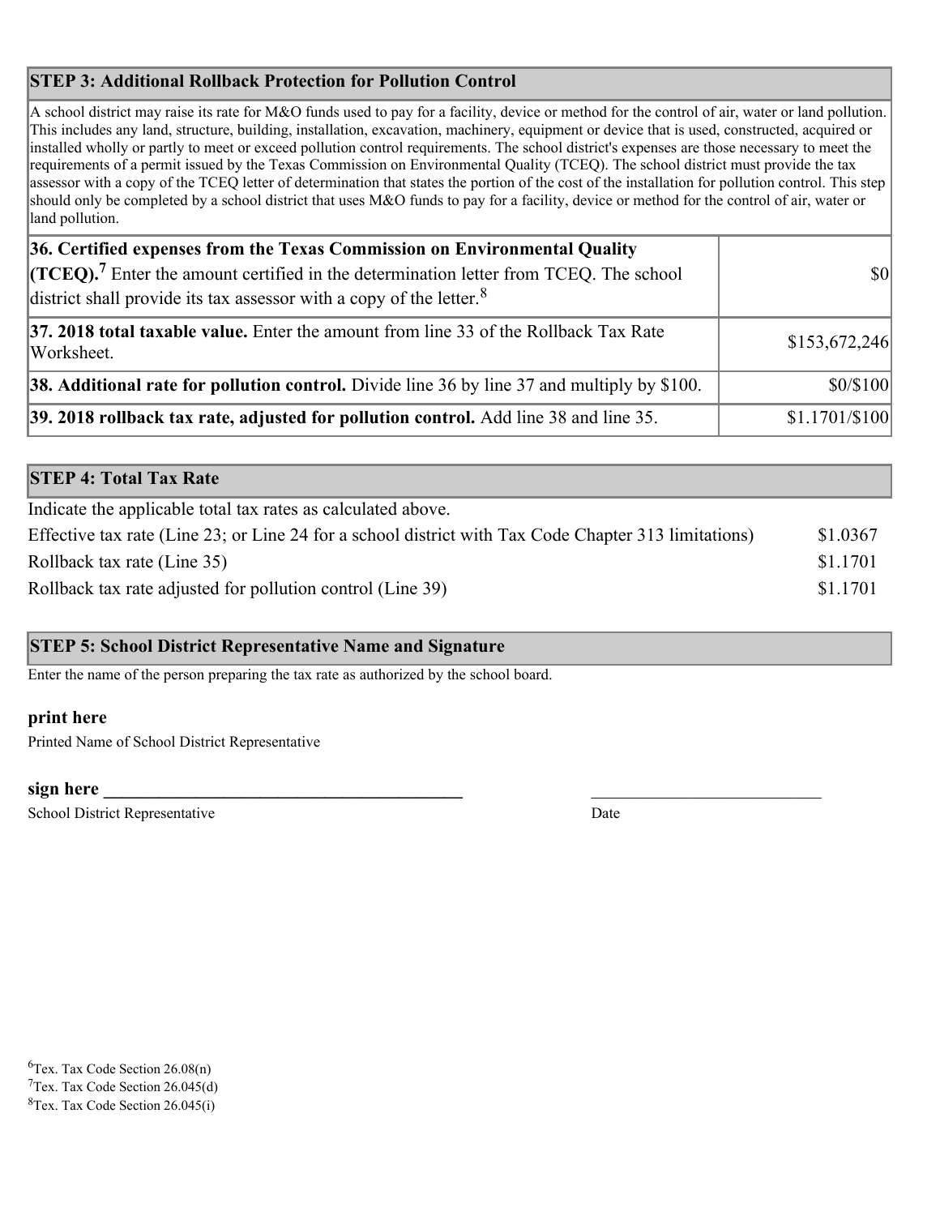## STEP 3: Additional Rollback Protection for Pollution Control

A school district may raise its rate for M&O funds used to pay for a facility, device or method for the control of air, water or land pollution. This includes any land, structure, building, installation, excavation, machinery, equipment or device that is used, constructed, acquired or installed wholly or partly to meet or exceed pollution control requirements. The school district's expenses are those necessary to meet the requirements of a permit issued by the Texas Commission on Environmental Quality (TCEQ). The school district must provide the tax assessor with a copy of the TCEQ letter of determination that states the portion of the cost of the installation for pollution control. This step should only be completed by a school district that uses M&O funds to pay for a facility, device or method for the control of air, water or land pollution.

| | |
|---|---|
| **36. Certified expenses from the Texas Commission on Environmental Quality (TCEQ).**[7] Enter the amount certified in the determination letter from TCEQ. The school district shall provide its tax assessor with a copy of the letter.[8] | $0 |
| **37. 2018 total taxable value.** Enter the amount from line 33 of the Rollback Tax Rate Worksheet. | $153,672,246 |
| **38. Additional rate for pollution control.** Divide line 36 by line 37 and multiply by $100. | $0/$100 |
| **39. 2018 rollback tax rate, adjusted for pollution control.** Add line 38 and line 35. | $1.1701/$100 |

## STEP 4: Total Tax Rate

Indicate the applicable total tax rates as calculated above.

| | |
|---|---|
| Effective tax rate (Line 23; or Line 24 for a school district with Tax Code Chapter 313 limitations) | $1.0367 |
| Rollback tax rate (Line 35) | $1.1701 |
| Rollback tax rate adjusted for pollution control (Line 39) | $1.1701 |

## STEP 5: School District Representative Name and Signature

Enter the name of the person preparing the tax rate as authorized by the school board.

**print here**

Printed Name of School District Representative

**sign here** ________________________________________ ____________________________

School District Representative Date

[6]Tex. Tax Code Section 26.08(n)
[7]Tex. Tax Code Section 26.045(d)
[8]Tex. Tax Code Section 26.045(i)